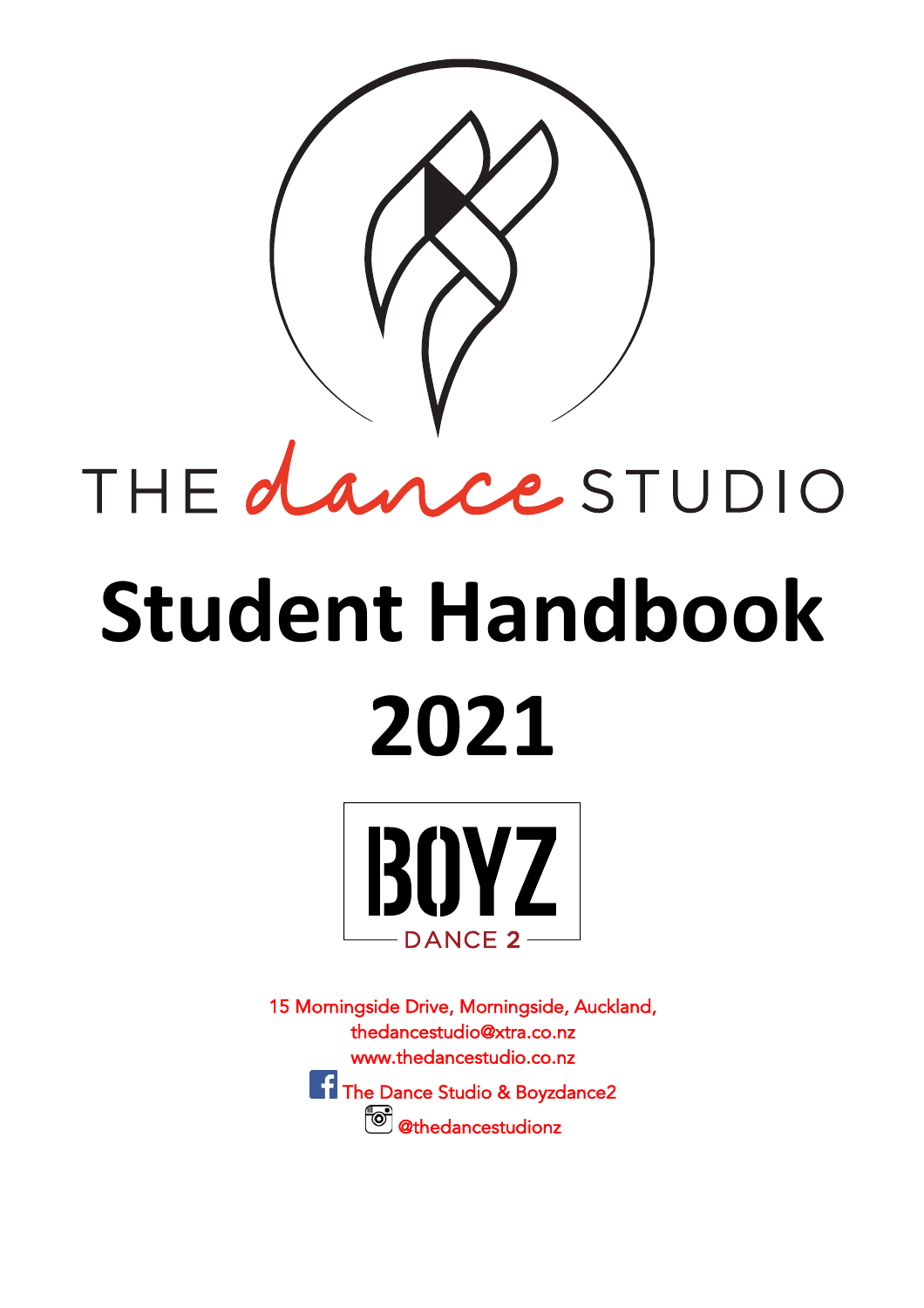THE dance STUDIO

# Student Handbook

# 2021

BOYZ

DANCE 2

15 Morningside Drive, Morningside, Auckland,
thedancestudio@xtra.co.nz
www.thedancestudio.co.nz

The Dance Studio & Boyzdance2

@thedancestudionz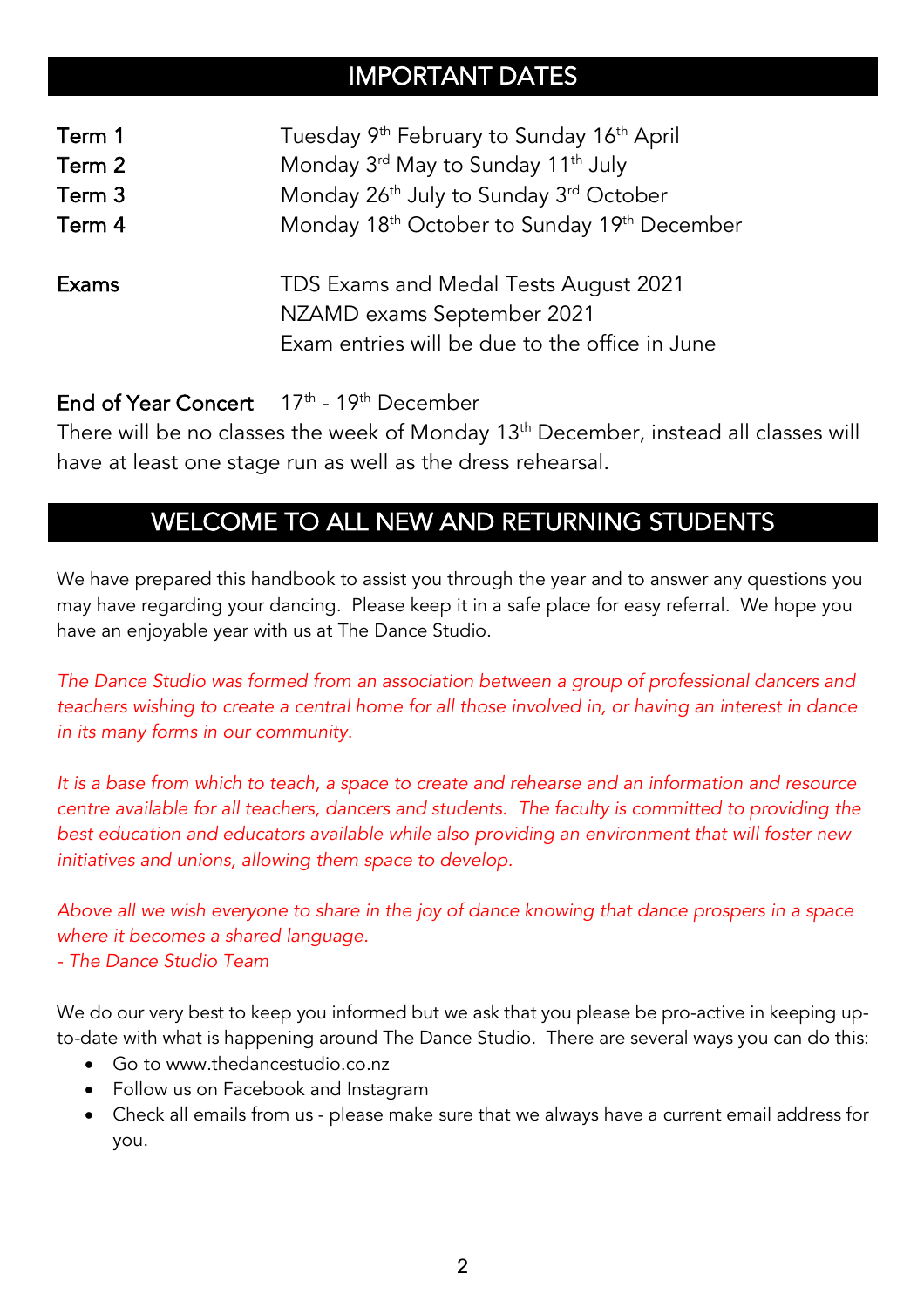## IMPORTANT DATES

| | |
|---|---|
| **Term 1** | Tuesday 9th February to Sunday 16th April |
| **Term 2** | Monday 3rd May to Sunday 11th July |
| **Term 3** | Monday 26th July to Sunday 3rd October |
| **Term 4** | Monday 18th October to Sunday 19th December |
| **Exams** | TDS Exams and Medal Tests August 2021<br>NZAMD exams September 2021<br>Exam entries will be due to the office in June |

**End of Year Concert** 17th - 19th December

There will be no classes the week of Monday 13th December, instead all classes will have at least one stage run as well as the dress rehearsal.

## WELCOME TO ALL NEW AND RETURNING STUDENTS

We have prepared this handbook to assist you through the year and to answer any questions you may have regarding your dancing. Please keep it in a safe place for easy referral. We hope you have an enjoyable year with us at The Dance Studio.

*The Dance Studio was formed from an association between a group of professional dancers and teachers wishing to create a central home for all those involved in, or having an interest in dance in its many forms in our community.*

*It is a base from which to teach, a space to create and rehearse and an information and resource centre available for all teachers, dancers and students. The faculty is committed to providing the best education and educators available while also providing an environment that will foster new initiatives and unions, allowing them space to develop.*

*Above all we wish everyone to share in the joy of dance knowing that dance prospers in a space where it becomes a shared language.*
*- The Dance Studio Team*

We do our very best to keep you informed but we ask that you please be pro-active in keeping up-to-date with what is happening around The Dance Studio. There are several ways you can do this:

- Go to www.thedancestudio.co.nz
- Follow us on Facebook and Instagram
- Check all emails from us - please make sure that we always have a current email address for you.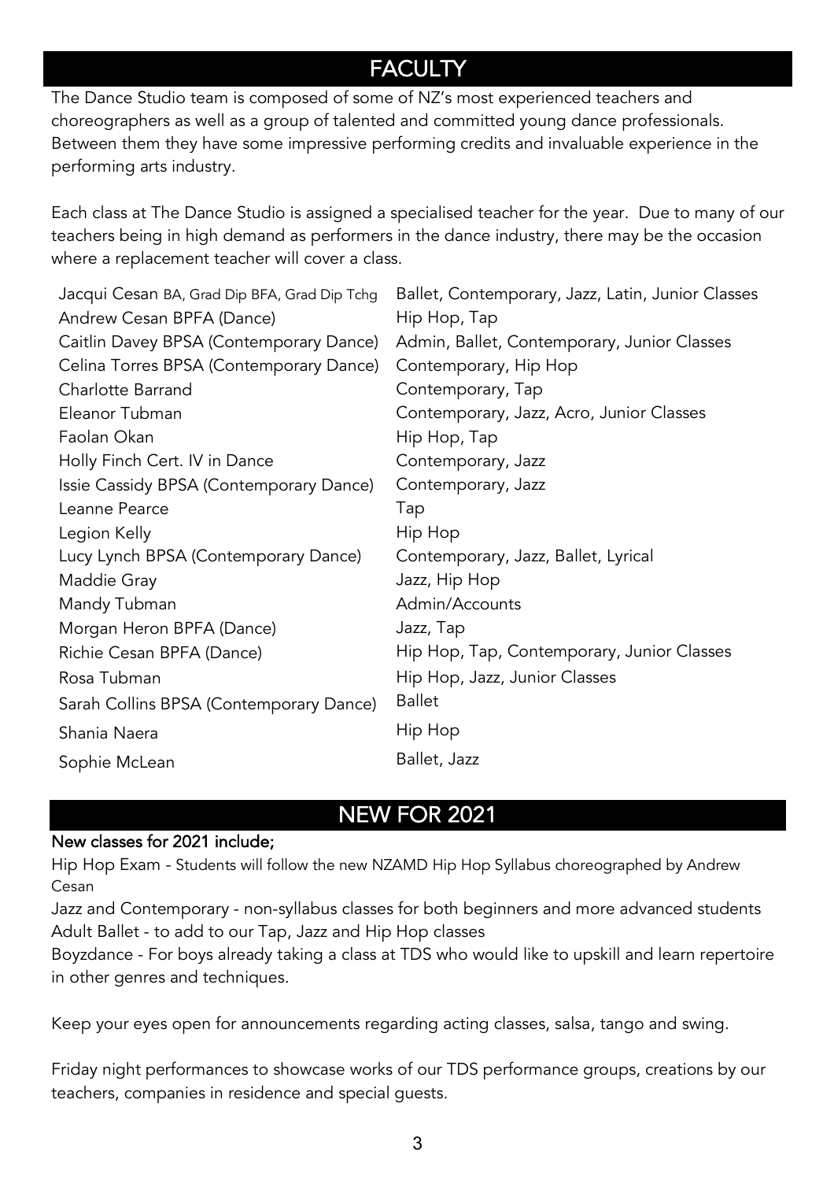## FACULTY

The Dance Studio team is composed of some of NZ's most experienced teachers and choreographers as well as a group of talented and committed young dance professionals. Between them they have some impressive performing credits and invaluable experience in the performing arts industry.

Each class at The Dance Studio is assigned a specialised teacher for the year. Due to many of our teachers being in high demand as performers in the dance industry, there may be the occasion where a replacement teacher will cover a class.

| | |
|---|---|
| Jacqui Cesan BA, Grad Dip BFA, Grad Dip Tchg | Ballet, Contemporary, Jazz, Latin, Junior Classes |
| Andrew Cesan BPFA (Dance) | Hip Hop, Tap |
| Caitlin Davey BPSA (Contemporary Dance) | Admin, Ballet, Contemporary, Junior Classes |
| Celina Torres BPSA (Contemporary Dance) | Contemporary, Hip Hop |
| Charlotte Barrand | Contemporary, Tap |
| Eleanor Tubman | Contemporary, Jazz, Acro, Junior Classes |
| Faolan Okan | Hip Hop, Tap |
| Holly Finch Cert. IV in Dance | Contemporary, Jazz |
| Issie Cassidy BPSA (Contemporary Dance) | Contemporary, Jazz |
| Leanne Pearce | Tap |
| Legion Kelly | Hip Hop |
| Lucy Lynch BPSA (Contemporary Dance) | Contemporary, Jazz, Ballet, Lyrical |
| Maddie Gray | Jazz, Hip Hop |
| Mandy Tubman | Admin/Accounts |
| Morgan Heron BPFA (Dance) | Jazz, Tap |
| Richie Cesan BPFA (Dance) | Hip Hop, Tap, Contemporary, Junior Classes |
| Rosa Tubman | Hip Hop, Jazz, Junior Classes |
| Sarah Collins BPSA (Contemporary Dance) | Ballet |
| Shania Naera | Hip Hop |
| Sophie McLean | Ballet, Jazz |

## NEW FOR 2021

**New classes for 2021 include;**

Hip Hop Exam - Students will follow the new NZAMD Hip Hop Syllabus choreographed by Andrew Cesan

Jazz and Contemporary - non-syllabus classes for both beginners and more advanced students

Adult Ballet - to add to our Tap, Jazz and Hip Hop classes

Boyzdance - For boys already taking a class at TDS who would like to upskill and learn repertoire in other genres and techniques.

Keep your eyes open for announcements regarding acting classes, salsa, tango and swing.

Friday night performances to showcase works of our TDS performance groups, creations by our teachers, companies in residence and special guests.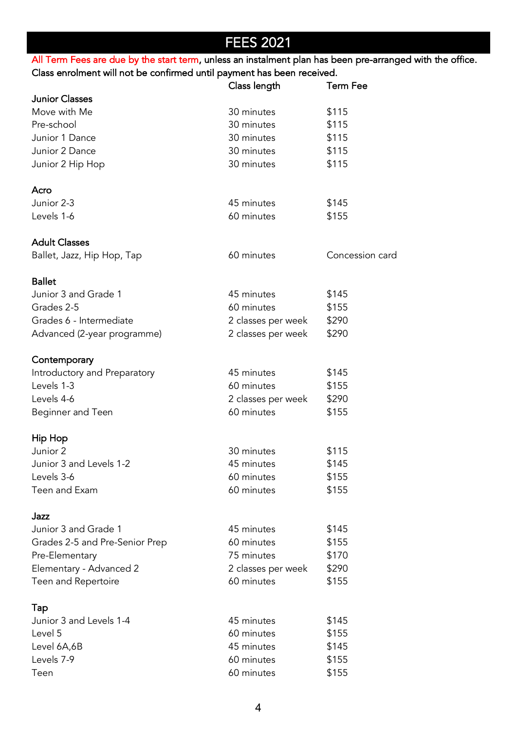# FEES 2021

All Term Fees are due by the start term, unless an instalment plan has been pre-arranged with the office. Class enrolment will not be confirmed until payment has been received.

| | Class length | Term Fee |
|---|---|---|
| **Junior Classes** | | |
| Move with Me | 30 minutes | $115 |
| Pre-school | 30 minutes | $115 |
| Junior 1 Dance | 30 minutes | $115 |
| Junior 2 Dance | 30 minutes | $115 |
| Junior 2 Hip Hop | 30 minutes | $115 |
| **Acro** | | |
| Junior 2-3 | 45 minutes | $145 |
| Levels 1-6 | 60 minutes | $155 |
| **Adult Classes** | | |
| Ballet, Jazz, Hip Hop, Tap | 60 minutes | Concession card |
| **Ballet** | | |
| Junior 3 and Grade 1 | 45 minutes | $145 |
| Grades 2-5 | 60 minutes | $155 |
| Grades 6 - Intermediate | 2 classes per week | $290 |
| Advanced (2-year programme) | 2 classes per week | $290 |
| **Contemporary** | | |
| Introductory and Preparatory | 45 minutes | $145 |
| Levels 1-3 | 60 minutes | $155 |
| Levels 4-6 | 2 classes per week | $290 |
| Beginner and Teen | 60 minutes | $155 |
| **Hip Hop** | | |
| Junior 2 | 30 minutes | $115 |
| Junior 3 and Levels 1-2 | 45 minutes | $145 |
| Levels 3-6 | 60 minutes | $155 |
| Teen and Exam | 60 minutes | $155 |
| **Jazz** | | |
| Junior 3 and Grade 1 | 45 minutes | $145 |
| Grades 2-5 and Pre-Senior Prep | 60 minutes | $155 |
| Pre-Elementary | 75 minutes | $170 |
| Elementary - Advanced 2 | 2 classes per week | $290 |
| Teen and Repertoire | 60 minutes | $155 |
| **Tap** | | |
| Junior 3 and Levels 1-4 | 45 minutes | $145 |
| Level 5 | 60 minutes | $155 |
| Level 6A,6B | 45 minutes | $145 |
| Levels 7-9 | 60 minutes | $155 |
| Teen | 60 minutes | $155 |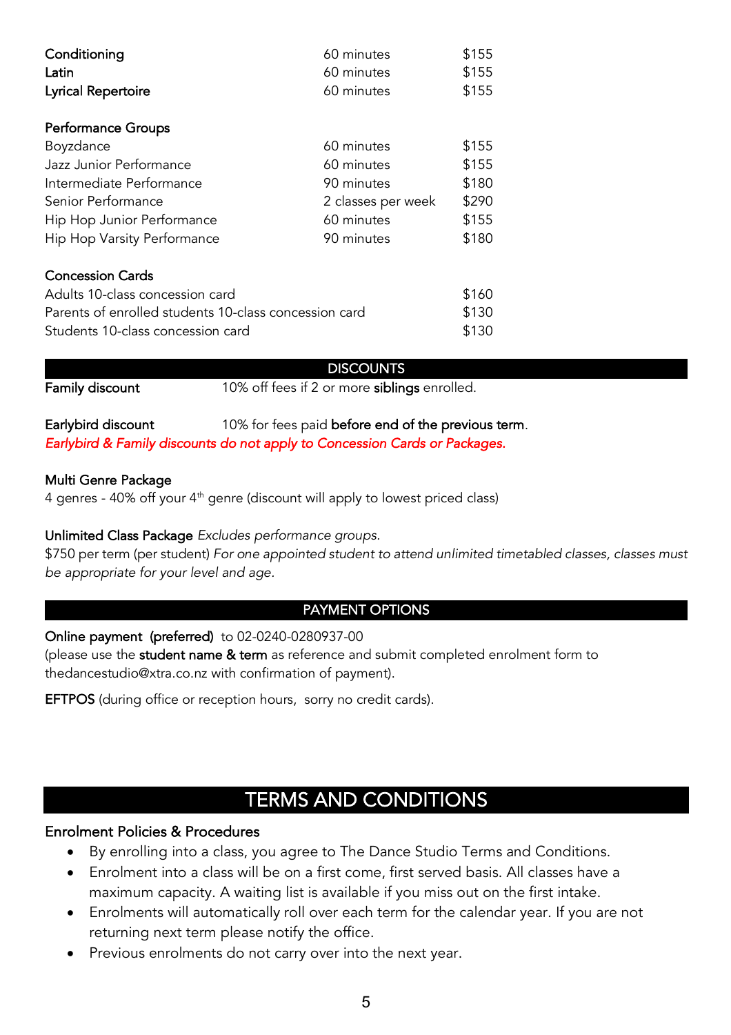| | | |
|---|---|---|
| Conditioning | 60 minutes | $155 |
| Latin | 60 minutes | $155 |
| Lyrical Repertoire | 60 minutes | $155 |

**Performance Groups**

| | | |
|---|---|---|
| Boyzdance | 60 minutes | $155 |
| Jazz Junior Performance | 60 minutes | $155 |
| Intermediate Performance | 90 minutes | $180 |
| Senior Performance | 2 classes per week | $290 |
| Hip Hop Junior Performance | 60 minutes | $155 |
| Hip Hop Varsity Performance | 90 minutes | $180 |

**Concession Cards**

| | |
|---|---|
| Adults 10-class concession card | $160 |
| Parents of enrolled students 10-class concession card | $130 |
| Students 10-class concession card | $130 |

## DISCOUNTS

**Family discount** 10% off fees if 2 or more **siblings** enrolled.

**Earlybird discount** 10% for fees paid **before end of the previous term**.
*Earlybird & Family discounts do not apply to Concession Cards or Packages.*

**Multi Genre Package**
4 genres - 40% off your 4th genre (discount will apply to lowest priced class)

**Unlimited Class Package** *Excludes performance groups.*
$750 per term (per student) *For one appointed student to attend unlimited timetabled classes, classes must be appropriate for your level and age.*

## PAYMENT OPTIONS

**Online payment (preferred)** to 02-0240-0280937-00
(please use the **student name & term** as reference and submit completed enrolment form to thedancestudio@xtra.co.nz with confirmation of payment).

**EFTPOS** (during office or reception hours, sorry no credit cards).

# TERMS AND CONDITIONS

### Enrolment Policies & Procedures

- By enrolling into a class, you agree to The Dance Studio Terms and Conditions.
- Enrolment into a class will be on a first come, first served basis. All classes have a maximum capacity. A waiting list is available if you miss out on the first intake.
- Enrolments will automatically roll over each term for the calendar year. If you are not returning next term please notify the office.
- Previous enrolments do not carry over into the next year.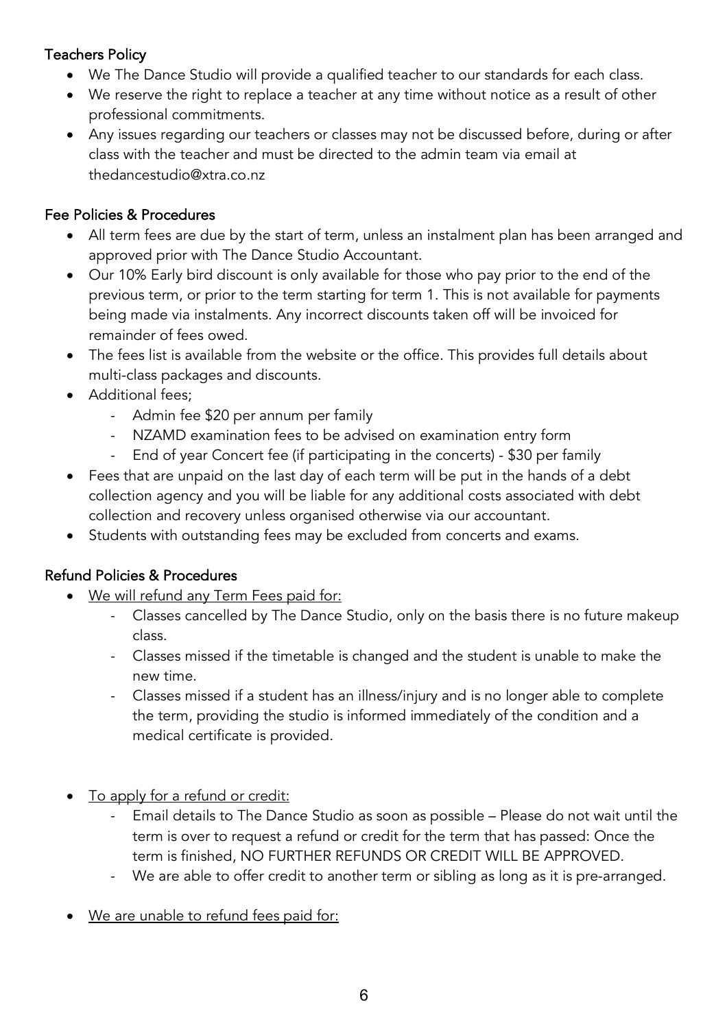### Teachers Policy

- We The Dance Studio will provide a qualified teacher to our standards for each class.
- We reserve the right to replace a teacher at any time without notice as a result of other professional commitments.
- Any issues regarding our teachers or classes may not be discussed before, during or after class with the teacher and must be directed to the admin team via email at thedancestudio@xtra.co.nz

### Fee Policies & Procedures

- All term fees are due by the start of term, unless an instalment plan has been arranged and approved prior with The Dance Studio Accountant.
- Our 10% Early bird discount is only available for those who pay prior to the end of the previous term, or prior to the term starting for term 1. This is not available for payments being made via instalments. Any incorrect discounts taken off will be invoiced for remainder of fees owed.
- The fees list is available from the website or the office. This provides full details about multi-class packages and discounts.
- Additional fees;
    - Admin fee $20 per annum per family
    - NZAMD examination fees to be advised on examination entry form
    - End of year Concert fee (if participating in the concerts) - $30 per family
- Fees that are unpaid on the last day of each term will be put in the hands of a debt collection agency and you will be liable for any additional costs associated with debt collection and recovery unless organised otherwise via our accountant.
- Students with outstanding fees may be excluded from concerts and exams.

### Refund Policies & Procedures

- <u>We will refund any Term Fees paid for:</u>
    - Classes cancelled by The Dance Studio, only on the basis there is no future makeup class.
    - Classes missed if the timetable is changed and the student is unable to make the new time.
    - Classes missed if a student has an illness/injury and is no longer able to complete the term, providing the studio is informed immediately of the condition and a medical certificate is provided.

- <u>To apply for a refund or credit:</u>
    - Email details to The Dance Studio as soon as possible – Please do not wait until the term is over to request a refund or credit for the term that has passed: Once the term is finished, NO FURTHER REFUNDS OR CREDIT WILL BE APPROVED.
    - We are able to offer credit to another term or sibling as long as it is pre-arranged.

- <u>We are unable to refund fees paid for:</u>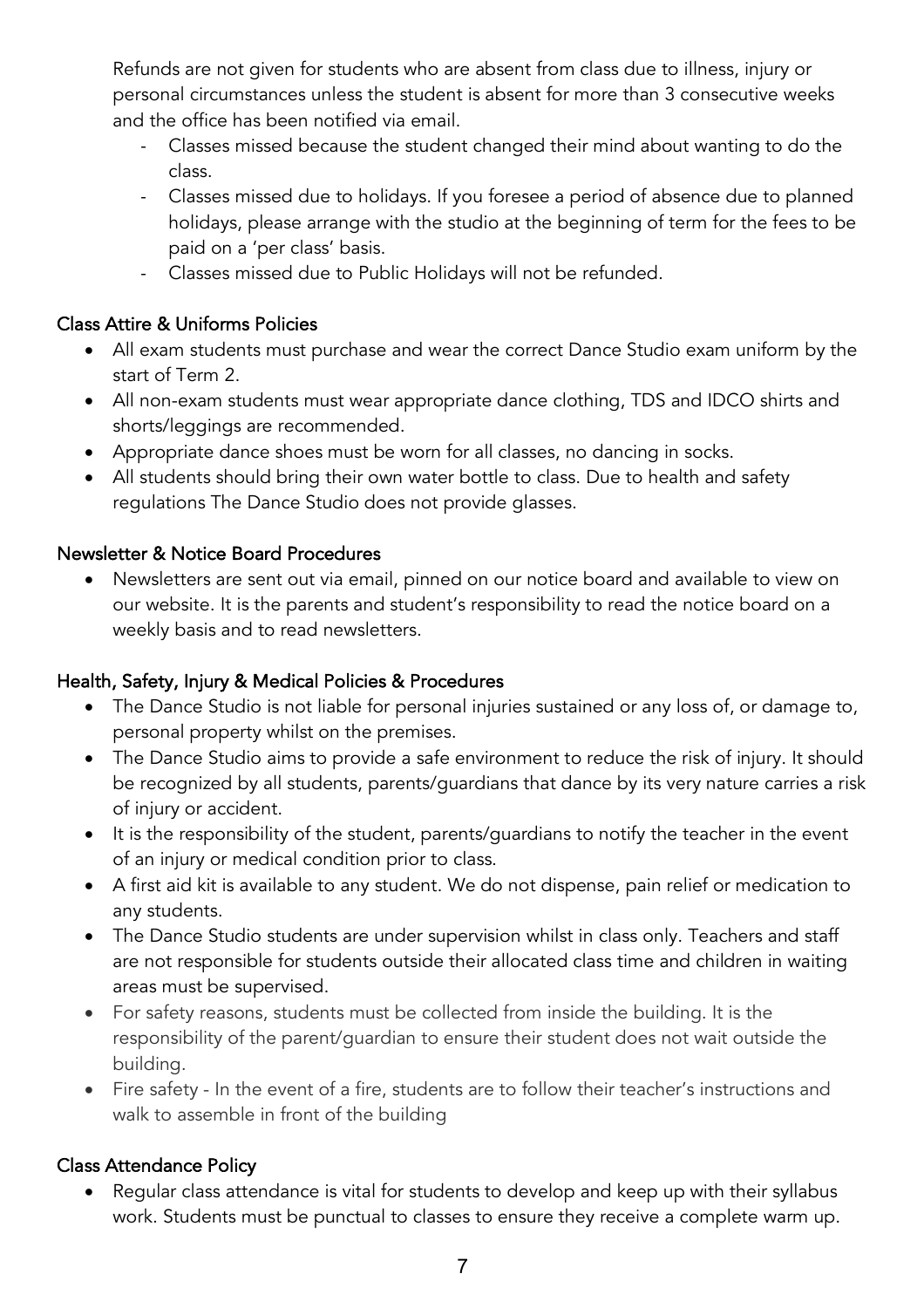Refunds are not given for students who are absent from class due to illness, injury or personal circumstances unless the student is absent for more than 3 consecutive weeks and the office has been notified via email.

- Classes missed because the student changed their mind about wanting to do the class.
- Classes missed due to holidays. If you foresee a period of absence due to planned holidays, please arrange with the studio at the beginning of term for the fees to be paid on a 'per class' basis.
- Classes missed due to Public Holidays will not be refunded.

## Class Attire & Uniforms Policies

- All exam students must purchase and wear the correct Dance Studio exam uniform by the start of Term 2.
- All non-exam students must wear appropriate dance clothing, TDS and IDCO shirts and shorts/leggings are recommended.
- Appropriate dance shoes must be worn for all classes, no dancing in socks.
- All students should bring their own water bottle to class. Due to health and safety regulations The Dance Studio does not provide glasses.

## Newsletter & Notice Board Procedures

- Newsletters are sent out via email, pinned on our notice board and available to view on our website. It is the parents and student's responsibility to read the notice board on a weekly basis and to read newsletters.

## Health, Safety, Injury & Medical Policies & Procedures

- The Dance Studio is not liable for personal injuries sustained or any loss of, or damage to, personal property whilst on the premises.
- The Dance Studio aims to provide a safe environment to reduce the risk of injury. It should be recognized by all students, parents/guardians that dance by its very nature carries a risk of injury or accident.
- It is the responsibility of the student, parents/guardians to notify the teacher in the event of an injury or medical condition prior to class.
- A first aid kit is available to any student. We do not dispense, pain relief or medication to any students.
- The Dance Studio students are under supervision whilst in class only. Teachers and staff are not responsible for students outside their allocated class time and children in waiting areas must be supervised.
- For safety reasons, students must be collected from inside the building. It is the responsibility of the parent/guardian to ensure their student does not wait outside the building.
- Fire safety - In the event of a fire, students are to follow their teacher's instructions and walk to assemble in front of the building

## Class Attendance Policy

- Regular class attendance is vital for students to develop and keep up with their syllabus work. Students must be punctual to classes to ensure they receive a complete warm up.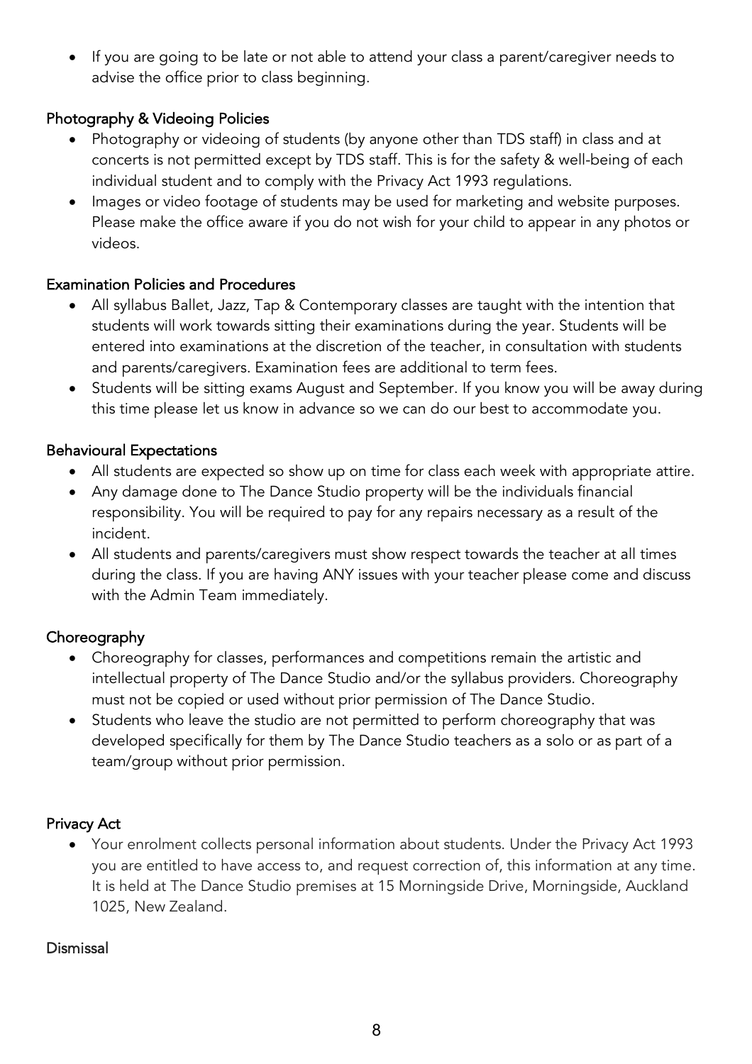- If you are going to be late or not able to attend your class a parent/caregiver needs to advise the office prior to class beginning.

### Photography & Videoing Policies

- Photography or videoing of students (by anyone other than TDS staff) in class and at concerts is not permitted except by TDS staff. This is for the safety & well-being of each individual student and to comply with the Privacy Act 1993 regulations.
- Images or video footage of students may be used for marketing and website purposes. Please make the office aware if you do not wish for your child to appear in any photos or videos.

### Examination Policies and Procedures

- All syllabus Ballet, Jazz, Tap & Contemporary classes are taught with the intention that students will work towards sitting their examinations during the year. Students will be entered into examinations at the discretion of the teacher, in consultation with students and parents/caregivers. Examination fees are additional to term fees.
- Students will be sitting exams August and September. If you know you will be away during this time please let us know in advance so we can do our best to accommodate you.

### Behavioural Expectations

- All students are expected so show up on time for class each week with appropriate attire.
- Any damage done to The Dance Studio property will be the individuals financial responsibility. You will be required to pay for any repairs necessary as a result of the incident.
- All students and parents/caregivers must show respect towards the teacher at all times during the class. If you are having ANY issues with your teacher please come and discuss with the Admin Team immediately.

### Choreography

- Choreography for classes, performances and competitions remain the artistic and intellectual property of The Dance Studio and/or the syllabus providers. Choreography must not be copied or used without prior permission of The Dance Studio.
- Students who leave the studio are not permitted to perform choreography that was developed specifically for them by The Dance Studio teachers as a solo or as part of a team/group without prior permission.

### Privacy Act

- Your enrolment collects personal information about students. Under the Privacy Act 1993 you are entitled to have access to, and request correction of, this information at any time. It is held at The Dance Studio premises at 15 Morningside Drive, Morningside, Auckland 1025, New Zealand.

### Dismissal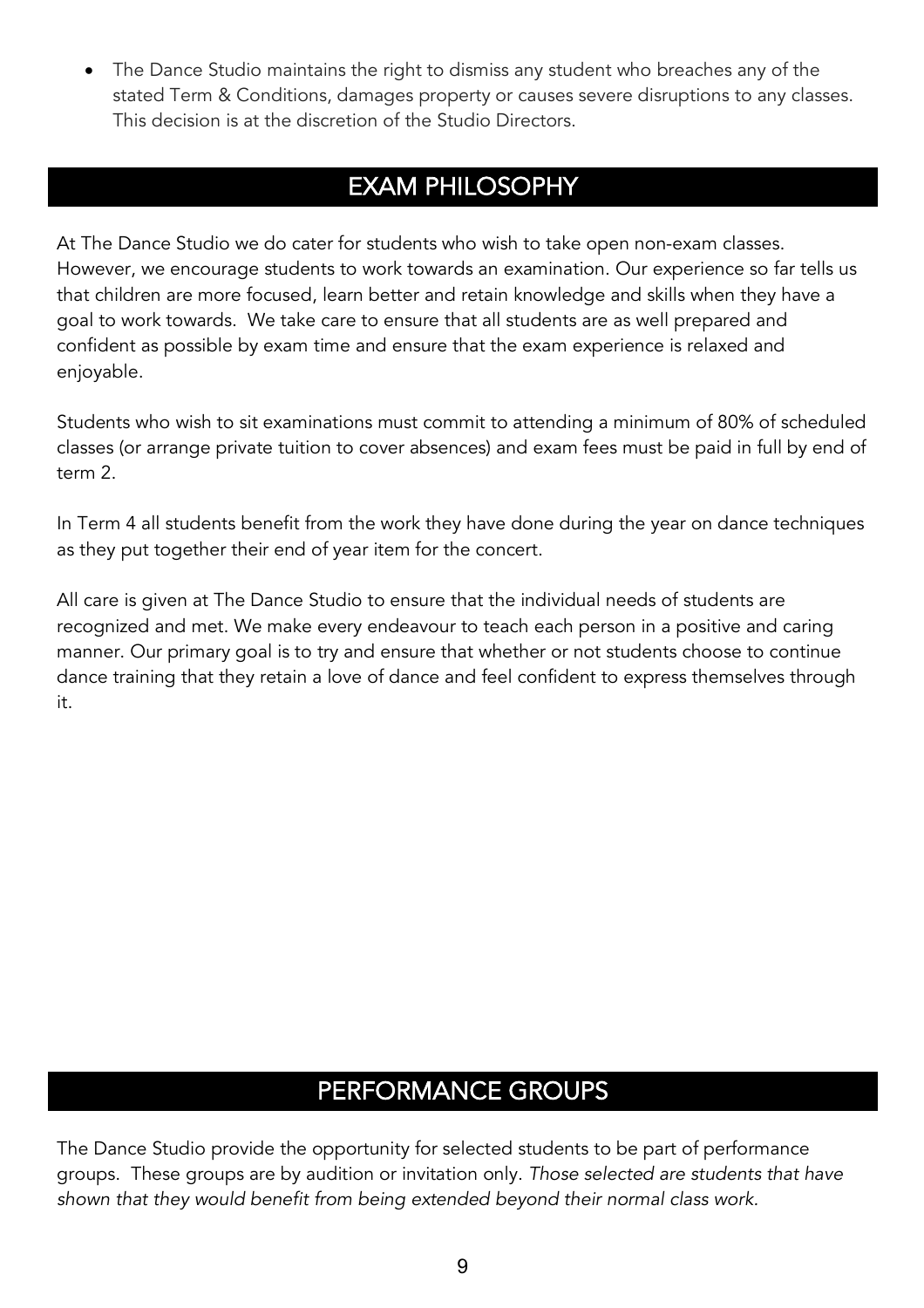- The Dance Studio maintains the right to dismiss any student who breaches any of the stated Term & Conditions, damages property or causes severe disruptions to any classes. This decision is at the discretion of the Studio Directors.

## EXAM PHILOSOPHY

At The Dance Studio we do cater for students who wish to take open non-exam classes. However, we encourage students to work towards an examination. Our experience so far tells us that children are more focused, learn better and retain knowledge and skills when they have a goal to work towards. We take care to ensure that all students are as well prepared and confident as possible by exam time and ensure that the exam experience is relaxed and enjoyable.

Students who wish to sit examinations must commit to attending a minimum of 80% of scheduled classes (or arrange private tuition to cover absences) and exam fees must be paid in full by end of term 2.

In Term 4 all students benefit from the work they have done during the year on dance techniques as they put together their end of year item for the concert.

All care is given at The Dance Studio to ensure that the individual needs of students are recognized and met. We make every endeavour to teach each person in a positive and caring manner. Our primary goal is to try and ensure that whether or not students choose to continue dance training that they retain a love of dance and feel confident to express themselves through it.

## PERFORMANCE GROUPS

The Dance Studio provide the opportunity for selected students to be part of performance groups. These groups are by audition or invitation only. *Those selected are students that have shown that they would benefit from being extended beyond their normal class work.*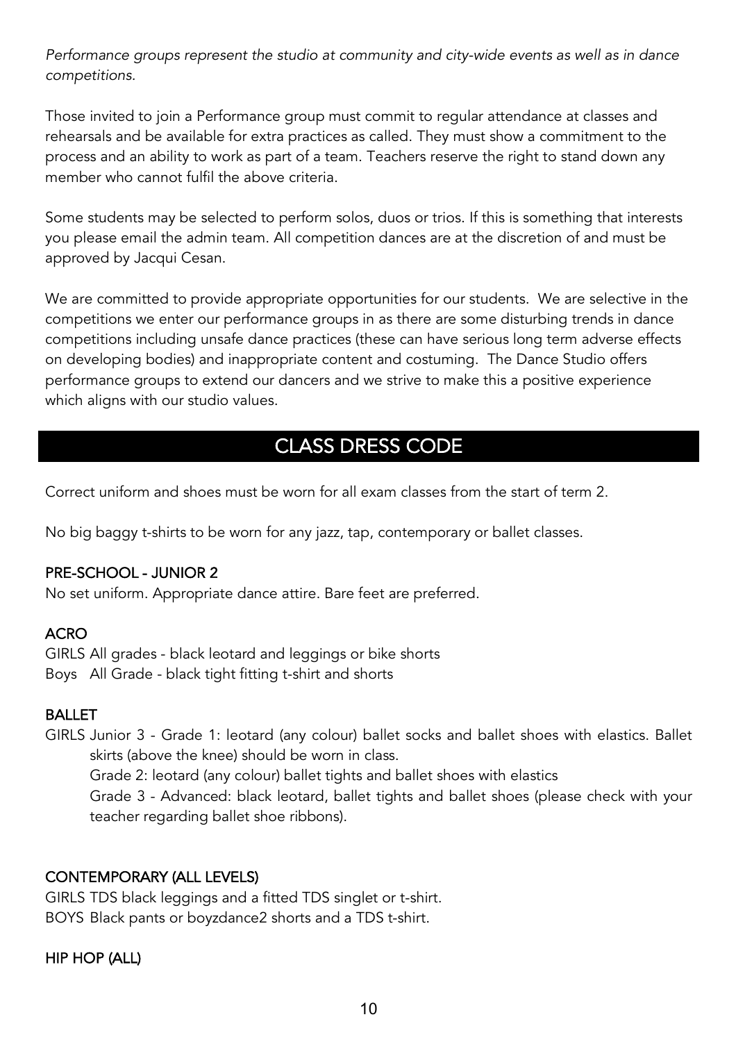*Performance groups represent the studio at community and city-wide events as well as in dance competitions.*

Those invited to join a Performance group must commit to regular attendance at classes and rehearsals and be available for extra practices as called. They must show a commitment to the process and an ability to work as part of a team. Teachers reserve the right to stand down any member who cannot fulfil the above criteria.

Some students may be selected to perform solos, duos or trios. If this is something that interests you please email the admin team. All competition dances are at the discretion of and must be approved by Jacqui Cesan.

We are committed to provide appropriate opportunities for our students. We are selective in the competitions we enter our performance groups in as there are some disturbing trends in dance competitions including unsafe dance practices (these can have serious long term adverse effects on developing bodies) and inappropriate content and costuming. The Dance Studio offers performance groups to extend our dancers and we strive to make this a positive experience which aligns with our studio values.

## CLASS DRESS CODE

Correct uniform and shoes must be worn for all exam classes from the start of term 2.

No big baggy t-shirts to be worn for any jazz, tap, contemporary or ballet classes.

### PRE-SCHOOL - JUNIOR 2

No set uniform. Appropriate dance attire. Bare feet are preferred.

### ACRO

GIRLS All grades - black leotard and leggings or bike shorts
Boys All Grade - black tight fitting t-shirt and shorts

### BALLET

GIRLS Junior 3 - Grade 1: leotard (any colour) ballet socks and ballet shoes with elastics. Ballet skirts (above the knee) should be worn in class.
Grade 2: leotard (any colour) ballet tights and ballet shoes with elastics
Grade 3 - Advanced: black leotard, ballet tights and ballet shoes (please check with your teacher regarding ballet shoe ribbons).

### CONTEMPORARY (ALL LEVELS)

GIRLS TDS black leggings and a fitted TDS singlet or t-shirt.
BOYS Black pants or boyzdance2 shorts and a TDS t-shirt.

### HIP HOP (ALL)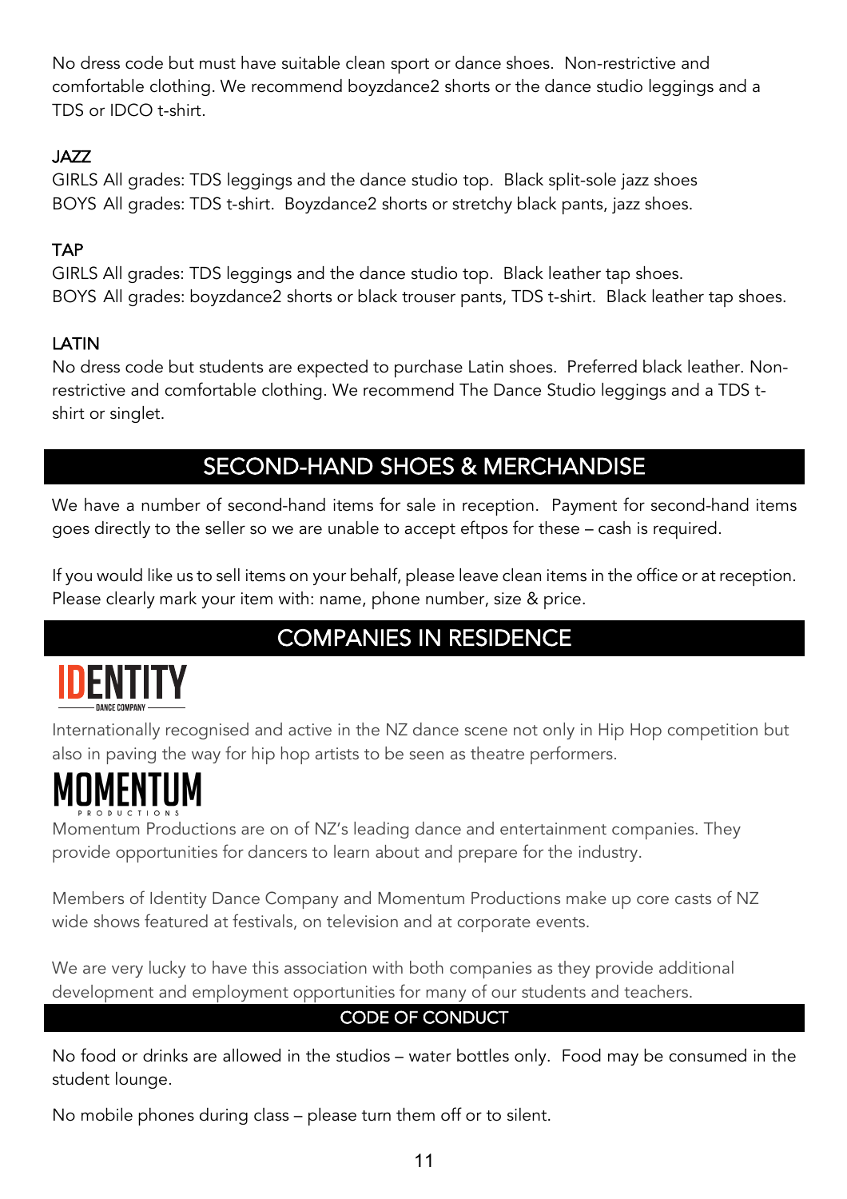No dress code but must have suitable clean sport or dance shoes. Non-restrictive and comfortable clothing. We recommend boyzdance2 shorts or the dance studio leggings and a TDS or IDCO t-shirt.

### JAZZ

GIRLS All grades: TDS leggings and the dance studio top. Black split-sole jazz shoes
BOYS All grades: TDS t-shirt. Boyzdance2 shorts or stretchy black pants, jazz shoes.

### TAP

GIRLS All grades: TDS leggings and the dance studio top. Black leather tap shoes.
BOYS All grades: boyzdance2 shorts or black trouser pants, TDS t-shirt. Black leather tap shoes.

### LATIN

No dress code but students are expected to purchase Latin shoes. Preferred black leather. Non-restrictive and comfortable clothing. We recommend The Dance Studio leggings and a TDS t-shirt or singlet.

## SECOND-HAND SHOES & MERCHANDISE

We have a number of second-hand items for sale in reception. Payment for second-hand items goes directly to the seller so we are unable to accept eftpos for these – cash is required.

If you would like us to sell items on your behalf, please leave clean items in the office or at reception. Please clearly mark your item with: name, phone number, size & price.

## COMPANIES IN RESIDENCE

**IDENTITY DANCE COMPANY**

Internationally recognised and active in the NZ dance scene not only in Hip Hop competition but also in paving the way for hip hop artists to be seen as theatre performers.

**MOMENTUM PRODUCTIONS**

Momentum Productions are on of NZ's leading dance and entertainment companies. They provide opportunities for dancers to learn about and prepare for the industry.

Members of Identity Dance Company and Momentum Productions make up core casts of NZ wide shows featured at festivals, on television and at corporate events.

We are very lucky to have this association with both companies as they provide additional development and employment opportunities for many of our students and teachers.

## CODE OF CONDUCT

No food or drinks are allowed in the studios – water bottles only. Food may be consumed in the student lounge.

No mobile phones during class – please turn them off or to silent.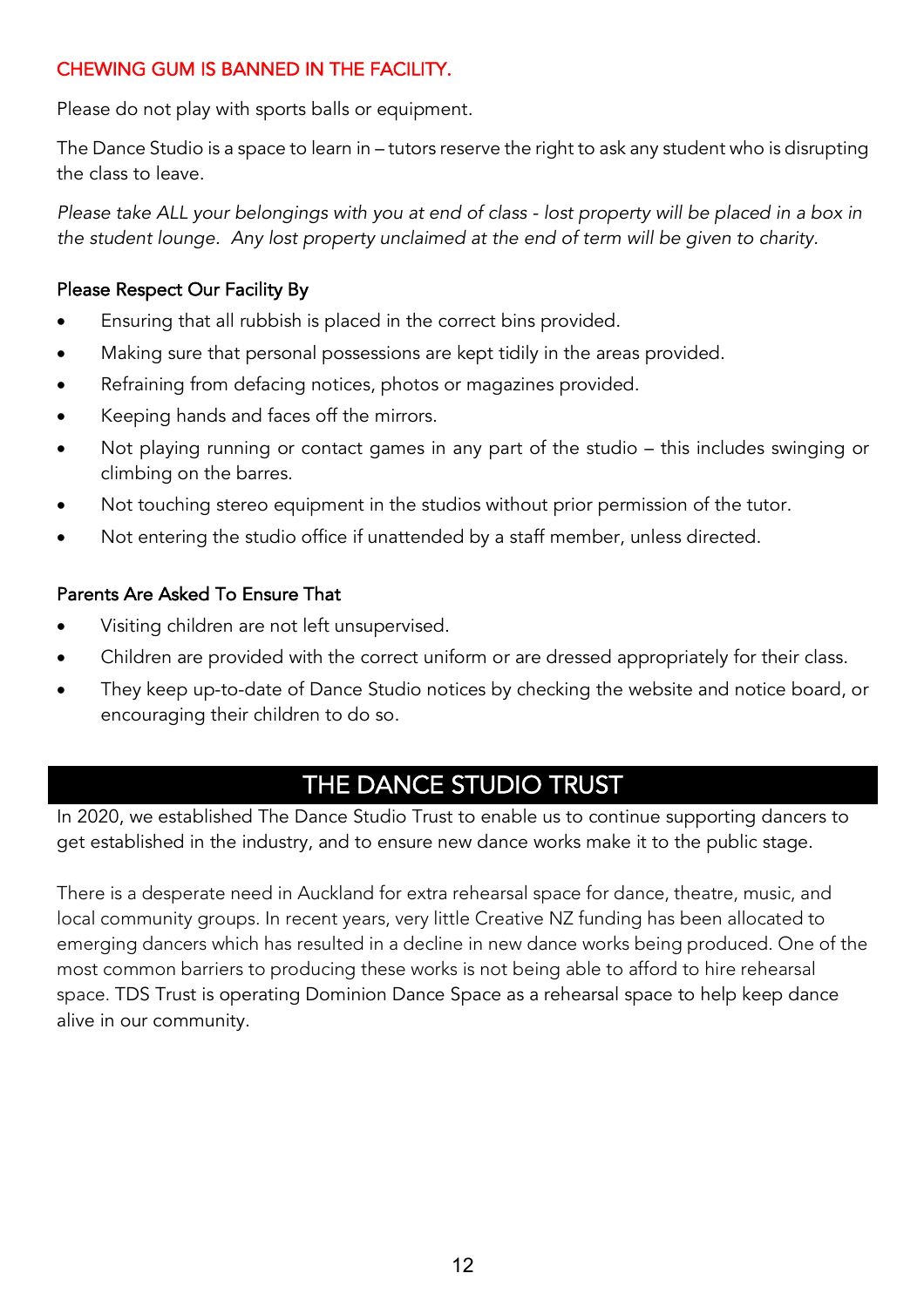CHEWING GUM IS BANNED IN THE FACILITY.

Please do not play with sports balls or equipment.

The Dance Studio is a space to learn in – tutors reserve the right to ask any student who is disrupting the class to leave.

*Please take ALL your belongings with you at end of class - lost property will be placed in a box in the student lounge. Any lost property unclaimed at the end of term will be given to charity.*

### Please Respect Our Facility By

- Ensuring that all rubbish is placed in the correct bins provided.
- Making sure that personal possessions are kept tidily in the areas provided.
- Refraining from defacing notices, photos or magazines provided.
- Keeping hands and faces off the mirrors.
- Not playing running or contact games in any part of the studio – this includes swinging or climbing on the barres.
- Not touching stereo equipment in the studios without prior permission of the tutor.
- Not entering the studio office if unattended by a staff member, unless directed.

### Parents Are Asked To Ensure That

- Visiting children are not left unsupervised.
- Children are provided with the correct uniform or are dressed appropriately for their class.
- They keep up-to-date of Dance Studio notices by checking the website and notice board, or encouraging their children to do so.

## THE DANCE STUDIO TRUST

In 2020, we established The Dance Studio Trust to enable us to continue supporting dancers to get established in the industry, and to ensure new dance works make it to the public stage.

There is a desperate need in Auckland for extra rehearsal space for dance, theatre, music, and local community groups. In recent years, very little Creative NZ funding has been allocated to emerging dancers which has resulted in a decline in new dance works being produced. One of the most common barriers to producing these works is not being able to afford to hire rehearsal space. TDS Trust is operating Dominion Dance Space as a rehearsal space to help keep dance alive in our community.